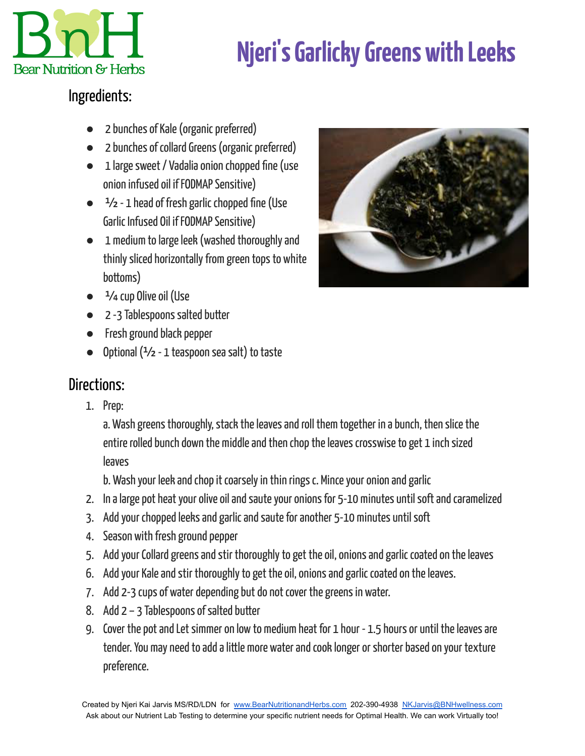Bear Nutrition & Herbs

# Njeri's Garlicky Greens with Leeks

## Ingredients:

- 2 bunches of Kale (organic preferred)
- 2 bunches of collard Greens (organic preferred)
- 1 large sweet / Vadalia onion chopped fine (use onion infused oil if FODMAP Sensitive)
- ½ - 1 head of fresh garlic chopped fine (Use Garlic Infused Oil if FODMAP Sensitive)
- 1 medium to large leek (washed thoroughly and thinly sliced horizontally from green tops to white bottoms)
- ¼ cup Olive oil (Use
- 2 -3 Tablespoons salted butter
- Fresh ground black pepper
- Optional (½ - 1 teaspoon sea salt) to taste

## Directions:

1. Prep:

   a. Wash greens thoroughly, stack the leaves and roll them together in a bunch, then slice the entire rolled bunch down the middle and then chop the leaves crosswise to get 1 inch sized leaves

   b. Wash your leek and chop it coarsely in thin rings c. Mince your onion and garlic
2. In a large pot heat your olive oil and saute your onions for 5-10 minutes until soft and caramelized
3. Add your chopped leeks and garlic and saute for another 5-10 minutes until soft
4. Season with fresh ground pepper
5. Add your Collard greens and stir thoroughly to get the oil, onions and garlic coated on the leaves
6. Add your Kale and stir thoroughly to get the oil, onions and garlic coated on the leaves.
7. Add 2-3 cups of water depending but do not cover the greens in water.
8. Add 2 – 3 Tablespoons of salted butter
9. Cover the pot and Let simmer on low to medium heat for 1 hour - 1.5 hours or until the leaves are tender. You may need to add a little more water and cook longer or shorter based on your texture preference.

Created by Njeri Kai Jarvis MS/RD/LDN for www.BearNutritionandHerbs.com 202-390-4938 NKJarvis@BNHwellness.com
Ask about our Nutrient Lab Testing to determine your specific nutrient needs for Optimal Health. We can work Virtually too!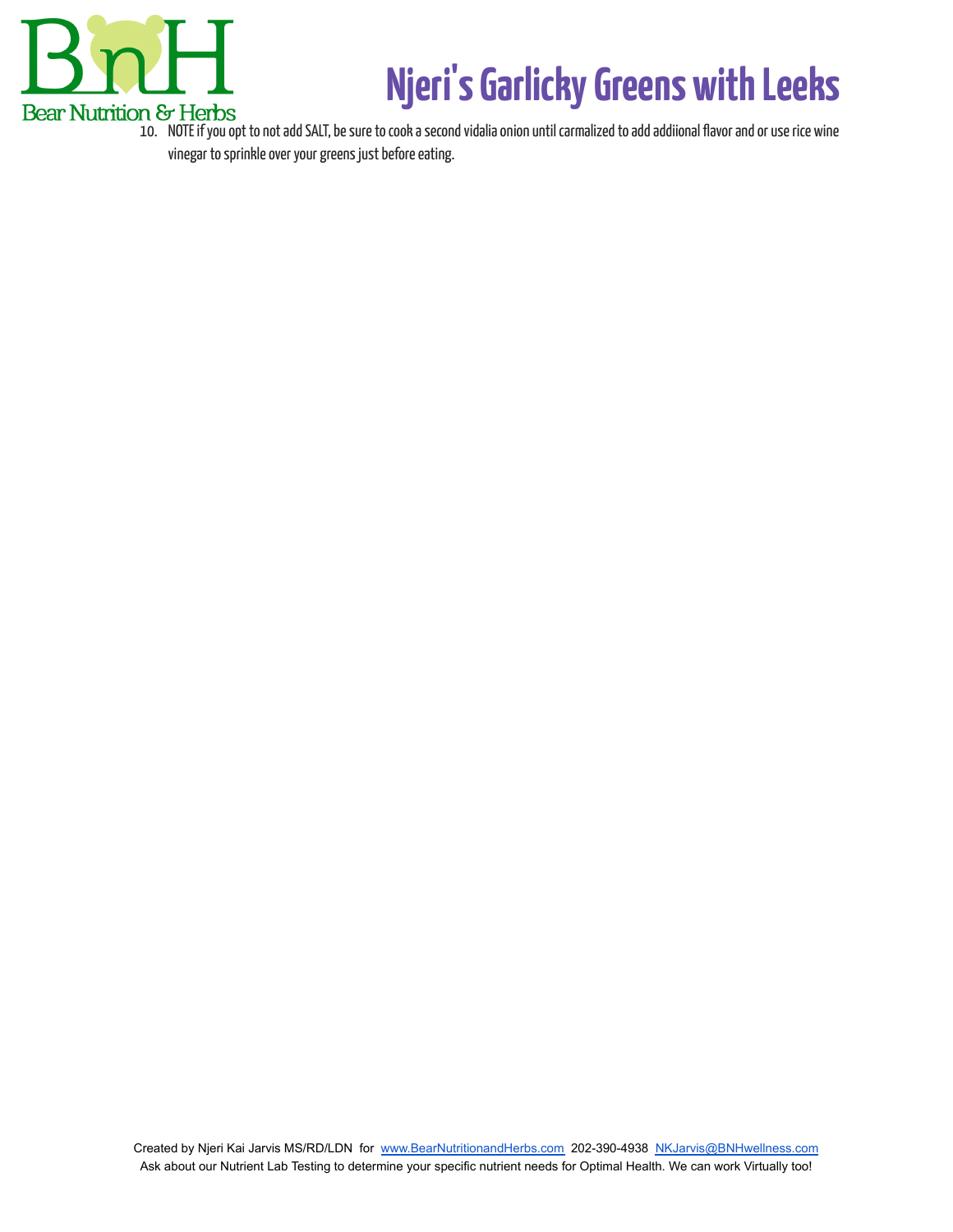10. NOTE if you opt to not add SALT, be sure to cook a second vidalia onion until carmalized to add addiional flavor and or use rice wine vinegar to sprinkle over your greens just before eating.